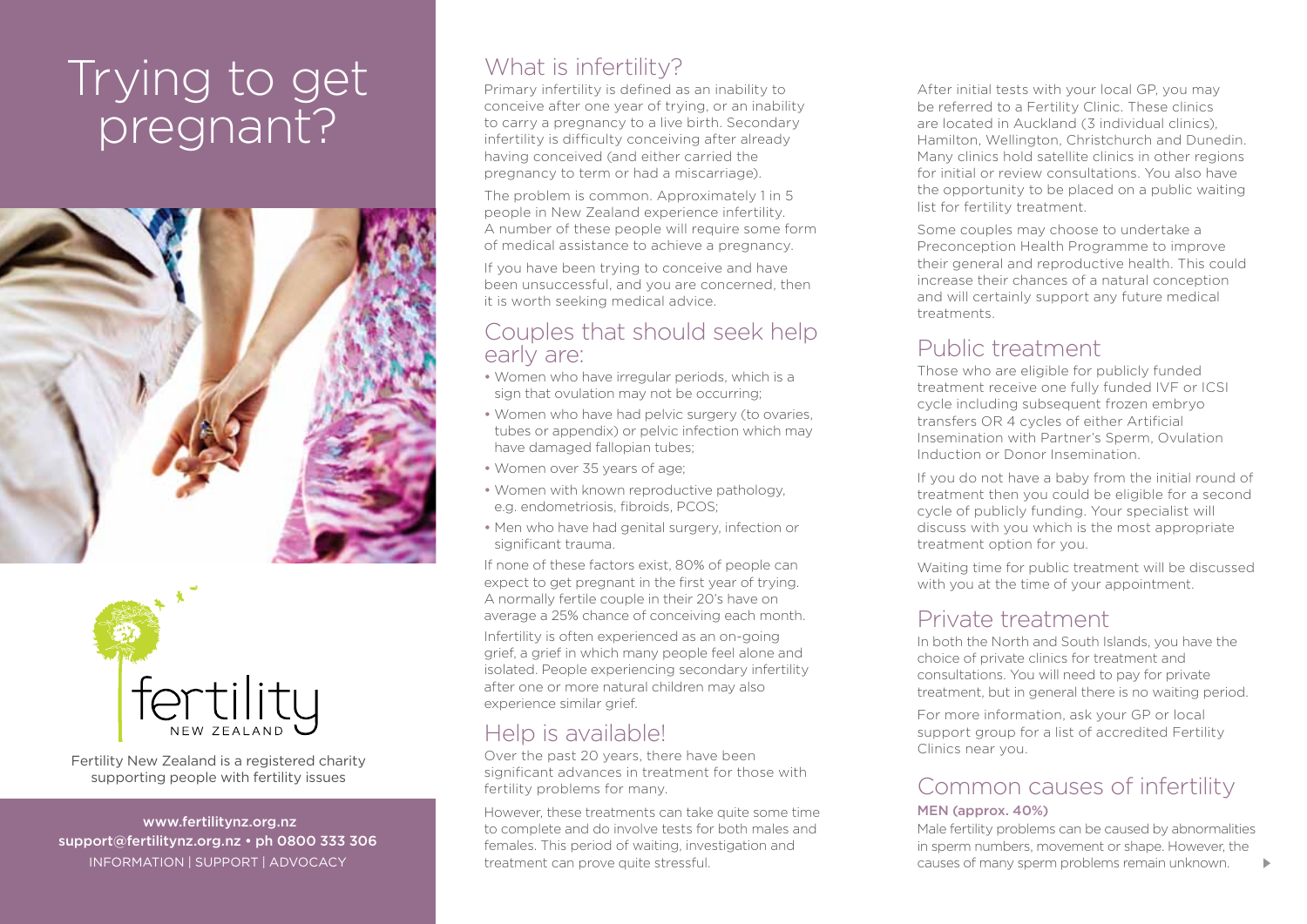# Trying to get pregnant?

fertility NEW ZEALAND

Fertility New Zealand is a registered charity supporting people with fertility issues

www.fertilitynz.org.nz
support@fertilitynz.org.nz • ph 0800 333 306
INFORMATION | SUPPORT | ADVOCACY

## What is infertility?

Primary infertility is defined as an inability to conceive after one year of trying, or an inability to carry a pregnancy to a live birth. Secondary infertility is difficulty conceiving after already having conceived (and either carried the pregnancy to term or had a miscarriage).

The problem is common. Approximately 1 in 5 people in New Zealand experience infertility. A number of these people will require some form of medical assistance to achieve a pregnancy.

If you have been trying to conceive and have been unsuccessful, and you are concerned, then it is worth seeking medical advice.

## Couples that should seek help early are:

- Women who have irregular periods, which is a sign that ovulation may not be occurring;
- Women who have had pelvic surgery (to ovaries, tubes or appendix) or pelvic infection which may have damaged fallopian tubes;
- Women over 35 years of age;
- Women with known reproductive pathology, e.g. endometriosis, fibroids, PCOS;
- Men who have had genital surgery, infection or significant trauma.

If none of these factors exist, 80% of people can expect to get pregnant in the first year of trying. A normally fertile couple in their 20's have on average a 25% chance of conceiving each month.

Infertility is often experienced as an on-going grief, a grief in which many people feel alone and isolated. People experiencing secondary infertility after one or more natural children may also experience similar grief.

## Help is available!

Over the past 20 years, there have been significant advances in treatment for those with fertility problems for many.

However, these treatments can take quite some time to complete and do involve tests for both males and females. This period of waiting, investigation and treatment can prove quite stressful.

After initial tests with your local GP, you may be referred to a Fertility Clinic. These clinics are located in Auckland (3 individual clinics), Hamilton, Wellington, Christchurch and Dunedin. Many clinics hold satellite clinics in other regions for initial or review consultations. You also have the opportunity to be placed on a public waiting list for fertility treatment.

Some couples may choose to undertake a Preconception Health Programme to improve their general and reproductive health. This could increase their chances of a natural conception and will certainly support any future medical treatments.

## Public treatment

Those who are eligible for publicly funded treatment receive one fully funded IVF or ICSI cycle including subsequent frozen embryo transfers OR 4 cycles of either Artificial Insemination with Partner's Sperm, Ovulation Induction or Donor Insemination.

If you do not have a baby from the initial round of treatment then you could be eligible for a second cycle of publicly funding. Your specialist will discuss with you which is the most appropriate treatment option for you.

Waiting time for public treatment will be discussed with you at the time of your appointment.

## Private treatment

In both the North and South Islands, you have the choice of private clinics for treatment and consultations. You will need to pay for private treatment, but in general there is no waiting period.

For more information, ask your GP or local support group for a list of accredited Fertility Clinics near you.

## Common causes of infertility

### MEN (approx. 40%)

Male fertility problems can be caused by abnormalities in sperm numbers, movement or shape. However, the causes of many sperm problems remain unknown.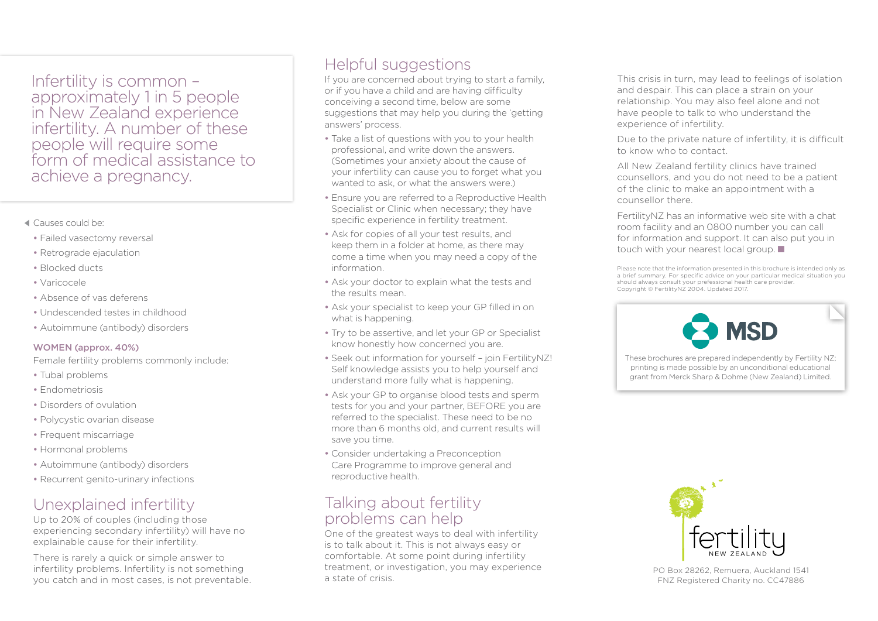Infertility is common – approximately 1 in 5 people in New Zealand experience infertility. A number of these people will require some form of medical assistance to achieve a pregnancy.

Causes could be:

- Failed vasectomy reversal
- Retrograde ejaculation
- Blocked ducts
- Varicocele
- Absence of vas deferens
- Undescended testes in childhood
- Autoimmune (antibody) disorders

### WOMEN (approx. 40%)

Female fertility problems commonly include:

- Tubal problems
- Endometriosis
- Disorders of ovulation
- Polycystic ovarian disease
- Frequent miscarriage
- Hormonal problems
- Autoimmune (antibody) disorders
- Recurrent genito-urinary infections

## Unexplained infertility

Up to 20% of couples (including those experiencing secondary infertility) will have no explainable cause for their infertility.

There is rarely a quick or simple answer to infertility problems. Infertility is not something you catch and in most cases, is not preventable.

## Helpful suggestions

If you are concerned about trying to start a family, or if you have a child and are having difficulty conceiving a second time, below are some suggestions that may help you during the 'getting answers' process.

- Take a list of questions with you to your health professional, and write down the answers. (Sometimes your anxiety about the cause of your infertility can cause you to forget what you wanted to ask, or what the answers were.)
- Ensure you are referred to a Reproductive Health Specialist or Clinic when necessary; they have specific experience in fertility treatment.
- Ask for copies of all your test results, and keep them in a folder at home, as there may come a time when you may need a copy of the information.
- Ask your doctor to explain what the tests and the results mean.
- Ask your specialist to keep your GP filled in on what is happening.
- Try to be assertive, and let your GP or Specialist know honestly how concerned you are.
- Seek out information for yourself – join FertilityNZ! Self knowledge assists you to help yourself and understand more fully what is happening.
- Ask your GP to organise blood tests and sperm tests for you and your partner, BEFORE you are referred to the specialist. These need to be no more than 6 months old, and current results will save you time.
- Consider undertaking a Preconception Care Programme to improve general and reproductive health.

## Talking about fertility problems can help

One of the greatest ways to deal with infertility is to talk about it. This is not always easy or comfortable. At some point during infertility treatment, or investigation, you may experience a state of crisis.

This crisis in turn, may lead to feelings of isolation and despair. This can place a strain on your relationship. You may also feel alone and not have people to talk to who understand the experience of infertility.

Due to the private nature of infertility, it is difficult to know who to contact.

All New Zealand fertility clinics have trained counsellors, and you do not need to be a patient of the clinic to make an appointment with a counsellor there.

FertilityNZ has an informative web site with a chat room facility and an 0800 number you can call for information and support. It can also put you in touch with your nearest local group. ■

Please note that the information presented in this brochure is intended only as a brief summary. For specific advice on your particular medical situation you should always consult your professional health care provider.
Copyright © FertilityNZ 2004. Updated 2017.

MSD

These brochures are prepared independently by Fertility NZ; printing is made possible by an unconditional educational grant from Merck Sharp & Dohme (New Zealand) Limited.

fertility NEW ZEALAND

PO Box 28262, Remuera, Auckland 1541
FNZ Registered Charity no. CC47886